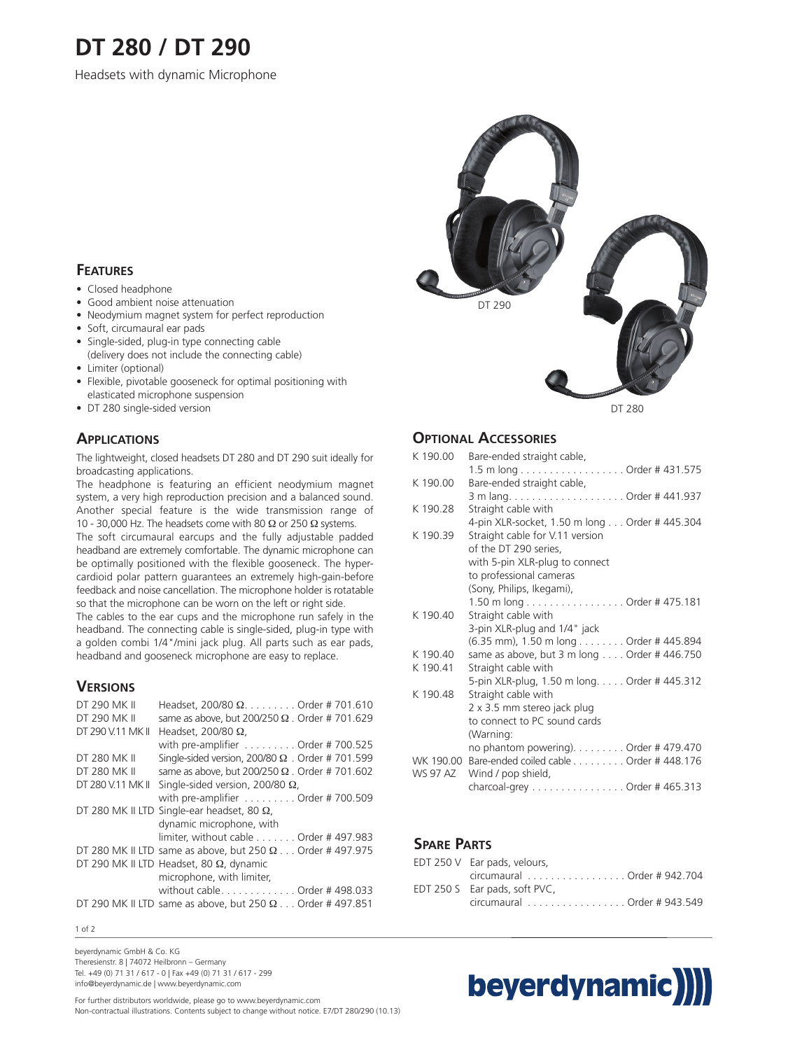# DT 280 / DT 290

Headsets with dynamic Microphone

DT 290

DT 280

## Features

- Closed headphone
- Good ambient noise attenuation
- Neodymium magnet system for perfect reproduction
- Soft, circumaural ear pads
- Single-sided, plug-in type connecting cable (delivery does not include the connecting cable)
- Limiter (optional)
- Flexible, pivotable gooseneck for optimal positioning with elasticated microphone suspension
- DT 280 single-sided version

## Applications

The lightweight, closed headsets DT 280 and DT 290 suit ideally for broadcasting applications.

The headphone is featuring an efficient neodymium magnet system, a very high reproduction precision and a balanced sound. Another special feature is the wide transmission range of 10 - 30,000 Hz. The headsets come with 80 Ω or 250 Ω systems.

The soft circumaural earcups and the fully adjustable padded headband are extremely comfortable. The dynamic microphone can be optimally positioned with the flexible gooseneck. The hypercardioid polar pattern guarantees an extremely high-gain-before feedback and noise cancellation. The microphone holder is rotatable so that the microphone can be worn on the left or right side.

The cables to the ear cups and the microphone run safely in the headband. The connecting cable is single-sided, plug-in type with a golden combi 1/4"/mini jack plug. All parts such as ear pads, headband and gooseneck microphone are easy to replace.

## Versions

| Model | Description | Order # |
|---|---|---|
| DT 290 MK II | Headset, 200/80 Ω | 701.610 |
| DT 290 MK II | same as above, but 200/250 Ω | 701.629 |
| DT 290 V.11 MK II | Headset, 200/80 Ω, with pre-amplifier | 700.525 |
| DT 280 MK II | Single-sided version, 200/80 Ω | 701.599 |
| DT 280 MK II | same as above, but 200/250 Ω | 701.602 |
| DT 280 V.11 MK II | Single-sided version, 200/80 Ω, with pre-amplifier | 700.509 |
| DT 280 MK II LTD | Single-ear headset, 80 Ω, dynamic microphone, with limiter, without cable | 497.983 |
| DT 280 MK II LTD | same as above, but 250 Ω | 497.975 |
| DT 290 MK II LTD | Headset, 80 Ω, dynamic microphone, with limiter, without cable | 498.033 |
| DT 290 MK II LTD | same as above, but 250 Ω | 497.851 |

## Optional Accessories

| Model | Description | Order # |
|---|---|---|
| K 190.00 | Bare-ended straight cable, 1.5 m long | 431.575 |
| K 190.00 | Bare-ended straight cable, 3 m lang. | 441.937 |
| K 190.28 | Straight cable with 4-pin XLR-socket, 1.50 m long | 445.304 |
| K 190.39 | Straight cable for V.11 version of the DT 290 series, with 5-pin XLR-plug to connect to professional cameras (Sony, Philips, Ikegami), 1.50 m long | 475.181 |
| K 190.40 | Straight cable with 3-pin XLR-plug and 1/4" jack (6.35 mm), 1.50 m long | 445.894 |
| K 190.40 | same as above, but 3 m long | 446.750 |
| K 190.41 | Straight cable with 5-pin XLR-plug, 1.50 m long. | 445.312 |
| K 190.48 | Straight cable with 2 x 3.5 mm stereo jack plug to connect to PC sound cards (Warning: no phantom powering). | 479.470 |
| WK 190.00 | Bare-ended coiled cable | 448.176 |
| WS 97 AZ | Wind / pop shield, charcoal-grey | 465.313 |

## Spare Parts

| Model | Description | Order # |
|---|---|---|
| EDT 250 V | Ear pads, velours, circumaural | 942.704 |
| EDT 250 S | Ear pads, soft PVC, circumaural | 943.549 |

beyerdynamic GmbH & Co. KG
Theresienstr. 8 | 74072 Heilbronn – Germany
Tel. +49 (0) 71 31 / 617 - 0 | Fax +49 (0) 71 31 / 617 - 299
info@beyerdynamic.de | www.beyerdynamic.com

For further distributors worldwide, please go to www.beyerdynamic.com
Non-contractual illustrations. Contents subject to change without notice. E7/DT 280/290 (10.13)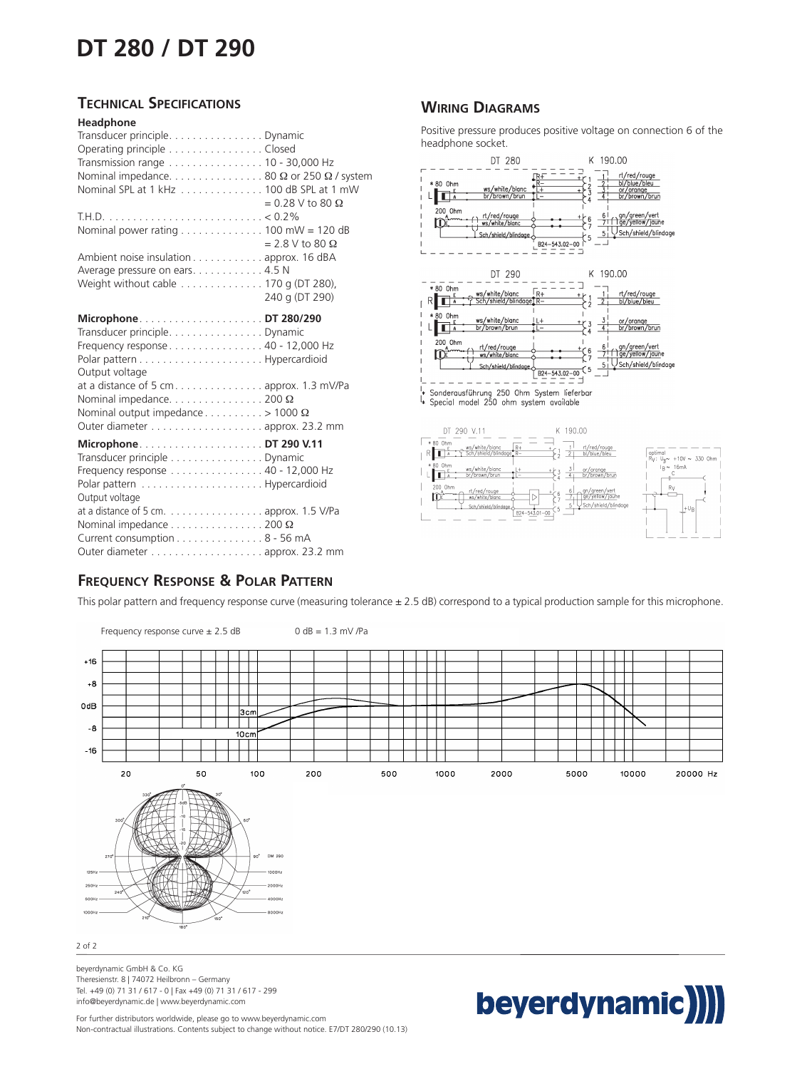# DT 280 / DT 290

## Technical Specifications

### Headphone

| | |
|---|---|
| Transducer principle | Dynamic |
| Operating principle | Closed |
| Transmission range | 10 - 30,000 Hz |
| Nominal impedance | 80 Ω or 250 Ω / system |
| Nominal SPL at 1 kHz | 100 dB SPL at 1 mW = 0.28 V to 80 Ω |
| T.H.D. | < 0.2% |
| Nominal power rating | 100 mW = 120 dB = 2.8 V to 80 Ω |
| Ambient noise insulation | approx. 16 dBA |
| Average pressure on ears | 4.5 N |
| Weight without cable | 170 g (DT 280), 240 g (DT 290) |

### Microphone — DT 280/290

| | |
|---|---|
| Transducer principle | Dynamic |
| Frequency response | 40 - 12,000 Hz |
| Polar pattern | Hypercardioid |
| Output voltage at a distance of 5 cm | approx. 1.3 mV/Pa |
| Nominal impedance | 200 Ω |
| Nominal output impedance | > 1000 Ω |
| Outer diameter | approx. 23.2 mm |

### Microphone — DT 290 V.11

| | |
|---|---|
| Transducer principle | Dynamic |
| Frequency response | 40 - 12,000 Hz |
| Polar pattern | Hypercardioid |
| Output voltage at a distance of 5 cm. | approx. 1.5 V/Pa |
| Nominal impedance | 200 Ω |
| Current consumption | 8 - 56 mA |
| Outer diameter | approx. 23.2 mm |

## Wiring Diagrams

Positive pressure produces positive voltage on connection 6 of the headphone socket.

DT 280 — K 190.00

DT 290 — K 190.00

\* Sonderausführung 250 Ohm System lieferbar
\* Special model 250 ohm system available

DT 290 V.11 — K 190.00

## Frequency Response & Polar Pattern

This polar pattern and frequency response curve (measuring tolerance ± 2.5 dB) correspond to a typical production sample for this microphone.

Frequency response curve ± 2.5 dB

0 dB = 1.3 mV /Pa

+16
+8
0dB
-8
-16

3cm
10cm

20
50
100
200
500
1000
2000
5000
10000
20000 Hz

0°
30°
60°
90°
120°
150°
180°
210°
240°
270°
300°
330°

-5dB
-10
-15
-20

DM 290

125Hz
250Hz
500Hz
1000Hz
1000Hz
2000Hz
4000Hz
8000Hz

beyerdynamic GmbH & Co. KG
Theresienstr. 8 | 74072 Heilbronn – Germany
Tel. +49 (0) 71 31 / 617 - 0 | Fax +49 (0) 71 31 / 617 - 299
info@beyerdynamic.de | www.beyerdynamic.com

For further distributors worldwide, please go to www.beyerdynamic.com
Non-contractual illustrations. Contents subject to change without notice. E7/DT 280/290 (10.13)

beyerdynamic